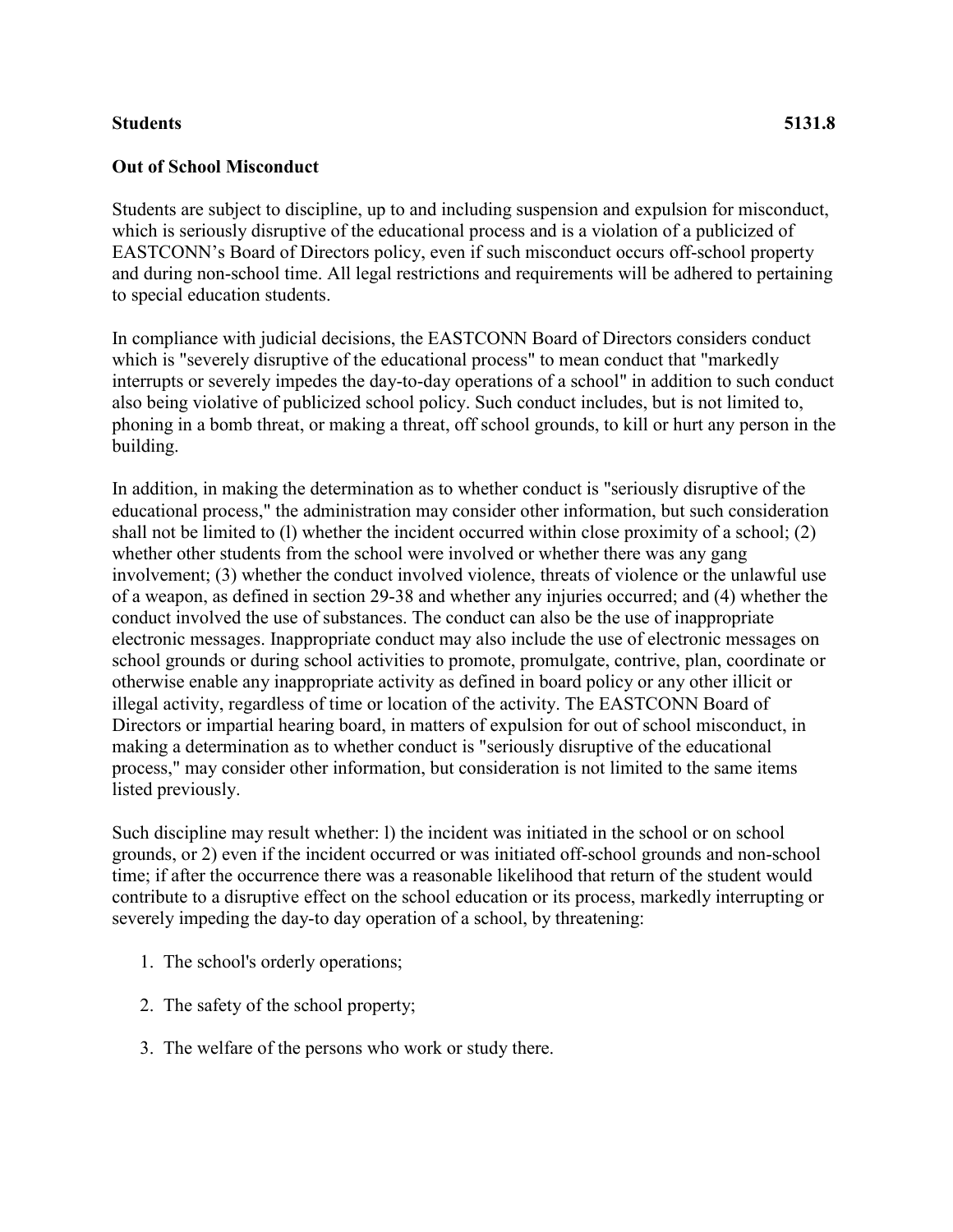**Students** **5131.8**

**Out of School Misconduct**

Students are subject to discipline, up to and including suspension and expulsion for misconduct, which is seriously disruptive of the educational process and is a violation of a publicized of EASTCONN's Board of Directors policy, even if such misconduct occurs off-school property and during non-school time. All legal restrictions and requirements will be adhered to pertaining to special education students.

In compliance with judicial decisions, the EASTCONN Board of Directors considers conduct which is "severely disruptive of the educational process" to mean conduct that "markedly interrupts or severely impedes the day-to-day operations of a school" in addition to such conduct also being violative of publicized school policy. Such conduct includes, but is not limited to, phoning in a bomb threat, or making a threat, off school grounds, to kill or hurt any person in the building.

In addition, in making the determination as to whether conduct is "seriously disruptive of the educational process," the administration may consider other information, but such consideration shall not be limited to (l) whether the incident occurred within close proximity of a school; (2) whether other students from the school were involved or whether there was any gang involvement; (3) whether the conduct involved violence, threats of violence or the unlawful use of a weapon, as defined in section 29-38 and whether any injuries occurred; and (4) whether the conduct involved the use of substances. The conduct can also be the use of inappropriate electronic messages. Inappropriate conduct may also include the use of electronic messages on school grounds or during school activities to promote, promulgate, contrive, plan, coordinate or otherwise enable any inappropriate activity as defined in board policy or any other illicit or illegal activity, regardless of time or location of the activity. The EASTCONN Board of Directors or impartial hearing board, in matters of expulsion for out of school misconduct, in making a determination as to whether conduct is "seriously disruptive of the educational process," may consider other information, but consideration is not limited to the same items listed previously.

Such discipline may result whether: l) the incident was initiated in the school or on school grounds, or 2) even if the incident occurred or was initiated off-school grounds and non-school time; if after the occurrence there was a reasonable likelihood that return of the student would contribute to a disruptive effect on the school education or its process, markedly interrupting or severely impeding the day-to day operation of a school, by threatening:

1. The school's orderly operations;
2. The safety of the school property;
3. The welfare of the persons who work or study there.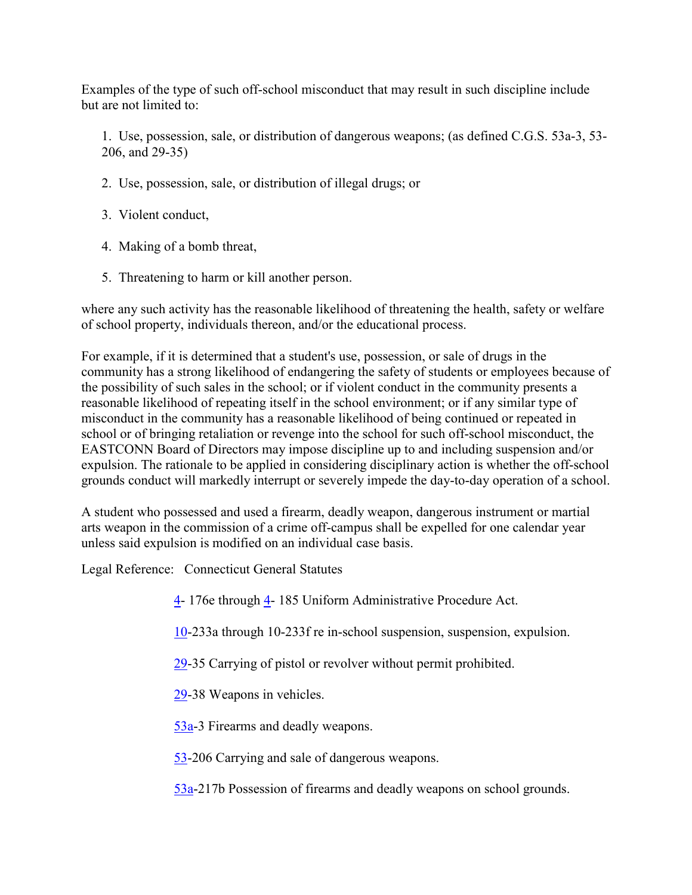Examples of the type of such off-school misconduct that may result in such discipline include but are not limited to:

1. Use, possession, sale, or distribution of dangerous weapons; (as defined C.G.S. 53a-3, 53-206, and 29-35)
2. Use, possession, sale, or distribution of illegal drugs; or
3. Violent conduct,
4. Making of a bomb threat,
5. Threatening to harm or kill another person.

where any such activity has the reasonable likelihood of threatening the health, safety or welfare of school property, individuals thereon, and/or the educational process.

For example, if it is determined that a student's use, possession, or sale of drugs in the community has a strong likelihood of endangering the safety of students or employees because of the possibility of such sales in the school; or if violent conduct in the community presents a reasonable likelihood of repeating itself in the school environment; or if any similar type of misconduct in the community has a reasonable likelihood of being continued or repeated in school or of bringing retaliation or revenge into the school for such off-school misconduct, the EASTCONN Board of Directors may impose discipline up to and including suspension and/or expulsion. The rationale to be applied in considering disciplinary action is whether the off-school grounds conduct will markedly interrupt or severely impede the day-to-day operation of a school.

A student who possessed and used a firearm, deadly weapon, dangerous instrument or martial arts weapon in the commission of a crime off-campus shall be expelled for one calendar year unless said expulsion is modified on an individual case basis.

Legal Reference: Connecticut General Statutes

4- 176e through 4- 185 Uniform Administrative Procedure Act.

10-233a through 10-233f re in-school suspension, suspension, expulsion.

29-35 Carrying of pistol or revolver without permit prohibited.

29-38 Weapons in vehicles.

53a-3 Firearms and deadly weapons.

53-206 Carrying and sale of dangerous weapons.

53a-217b Possession of firearms and deadly weapons on school grounds.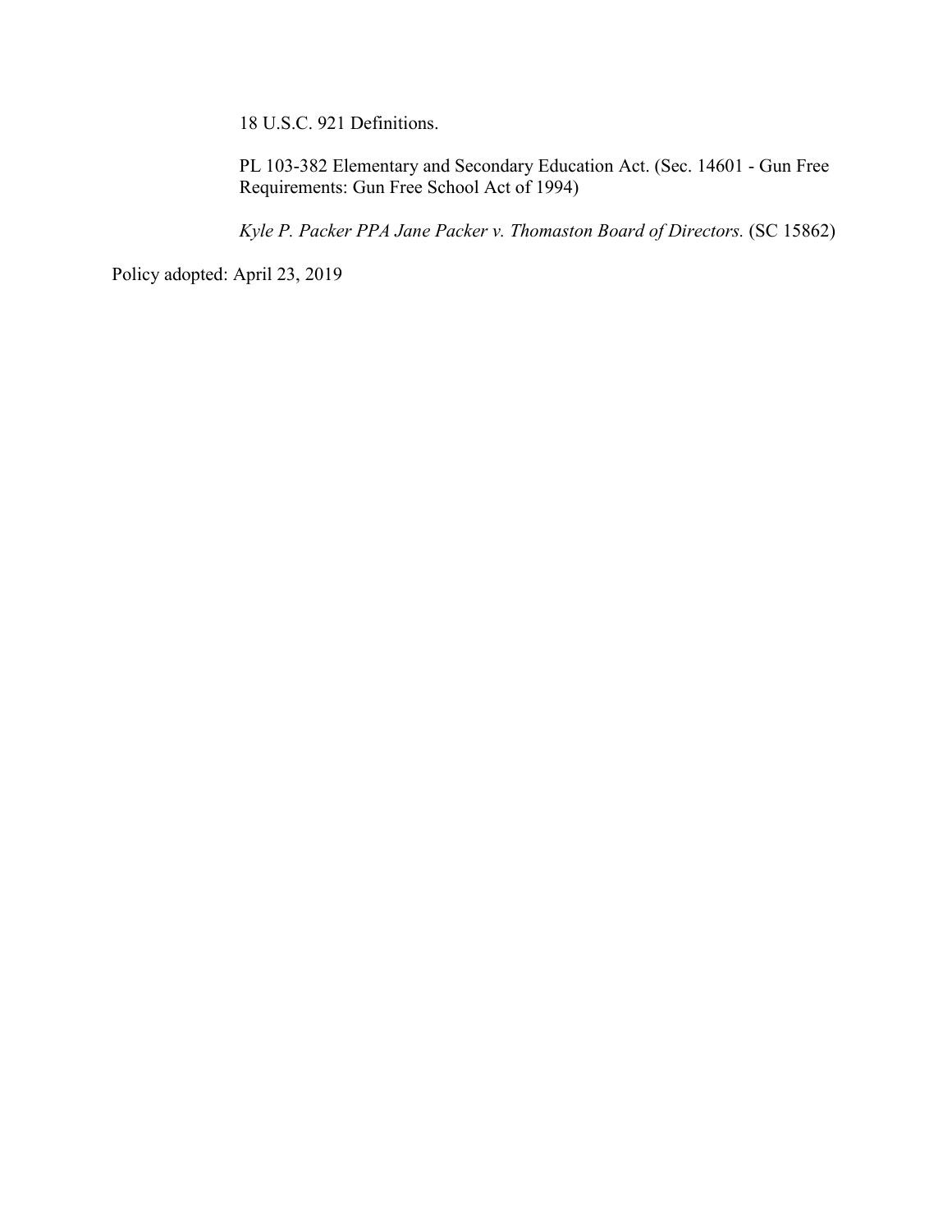18 U.S.C. 921 Definitions.

PL 103-382 Elementary and Secondary Education Act. (Sec. 14601 - Gun Free Requirements: Gun Free School Act of 1994)

*Kyle P. Packer PPA Jane Packer v. Thomaston Board of Directors.* (SC 15862)

Policy adopted: April 23, 2019